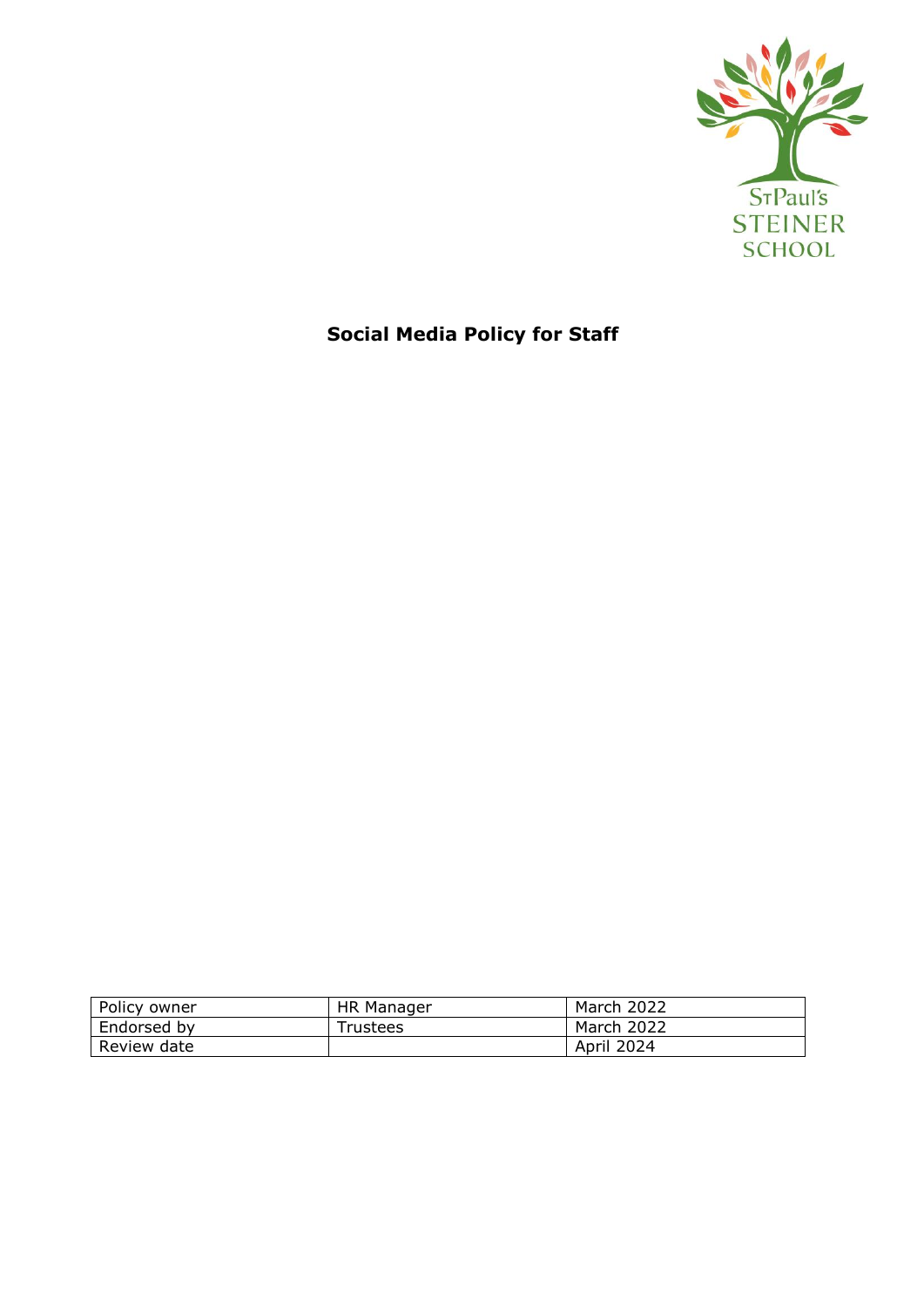StPaul's
STEINER
SCHOOL

# Social Media Policy for Staff

| Policy owner | HR Manager | March 2022 |
|---|---|---|
| Endorsed by | Trustees | March 2022 |
| Review date | | April 2024 |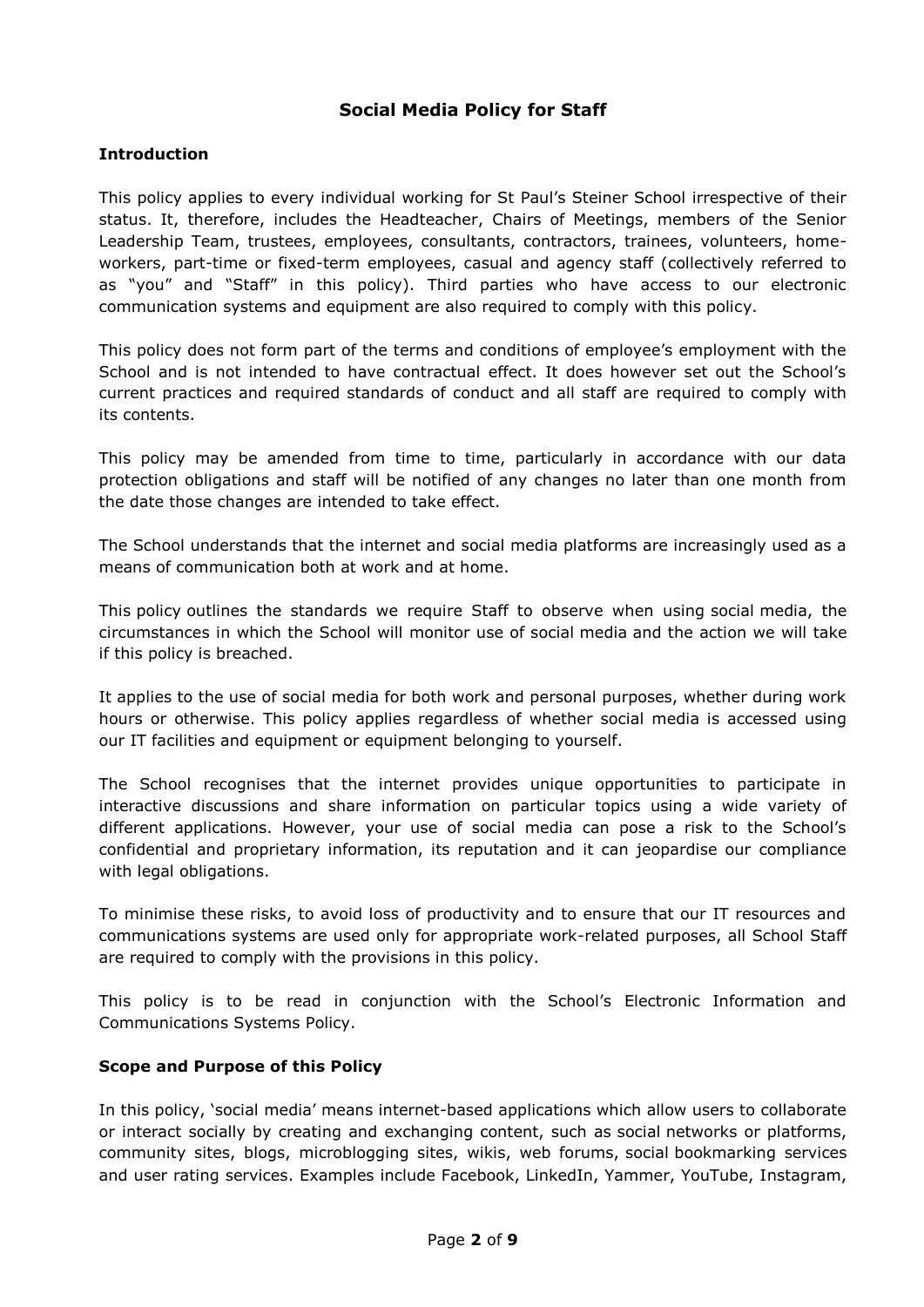## Social Media Policy for Staff

### Introduction

This policy applies to every individual working for St Paul's Steiner School irrespective of their status. It, therefore, includes the Headteacher, Chairs of Meetings, members of the Senior Leadership Team, trustees, employees, consultants, contractors, trainees, volunteers, home-workers, part-time or fixed-term employees, casual and agency staff (collectively referred to as "you" and "Staff" in this policy). Third parties who have access to our electronic communication systems and equipment are also required to comply with this policy.

This policy does not form part of the terms and conditions of employee's employment with the School and is not intended to have contractual effect. It does however set out the School's current practices and required standards of conduct and all staff are required to comply with its contents.

This policy may be amended from time to time, particularly in accordance with our data protection obligations and staff will be notified of any changes no later than one month from the date those changes are intended to take effect.

The School understands that the internet and social media platforms are increasingly used as a means of communication both at work and at home.

This policy outlines the standards we require Staff to observe when using social media, the circumstances in which the School will monitor use of social media and the action we will take if this policy is breached.

It applies to the use of social media for both work and personal purposes, whether during work hours or otherwise. This policy applies regardless of whether social media is accessed using our IT facilities and equipment or equipment belonging to yourself.

The School recognises that the internet provides unique opportunities to participate in interactive discussions and share information on particular topics using a wide variety of different applications. However, your use of social media can pose a risk to the School's confidential and proprietary information, its reputation and it can jeopardise our compliance with legal obligations.

To minimise these risks, to avoid loss of productivity and to ensure that our IT resources and communications systems are used only for appropriate work-related purposes, all School Staff are required to comply with the provisions in this policy.

This policy is to be read in conjunction with the School's Electronic Information and Communications Systems Policy.

### Scope and Purpose of this Policy

In this policy, 'social media' means internet-based applications which allow users to collaborate or interact socially by creating and exchanging content, such as social networks or platforms, community sites, blogs, microblogging sites, wikis, web forums, social bookmarking services and user rating services. Examples include Facebook, LinkedIn, Yammer, YouTube, Instagram,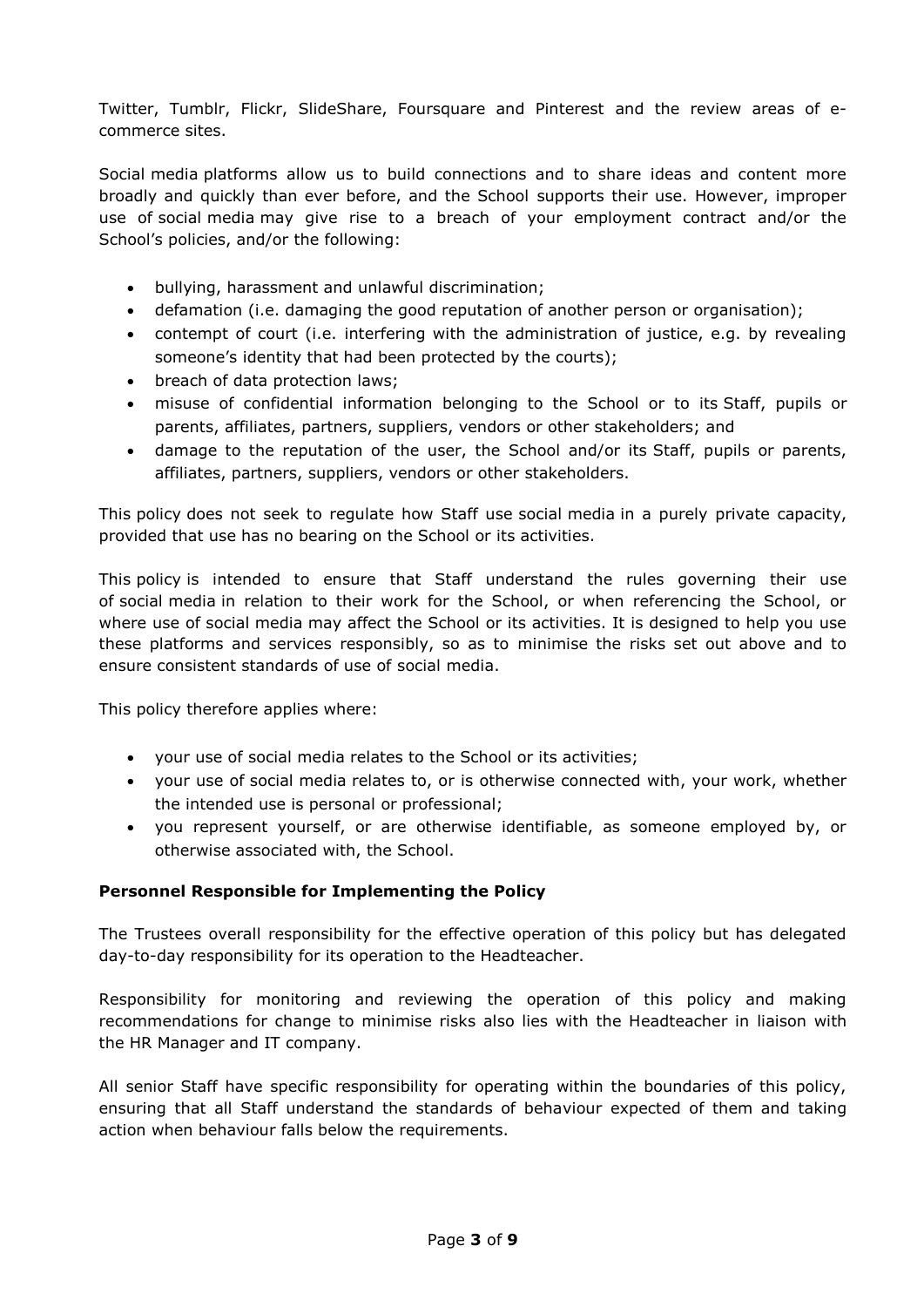Twitter, Tumblr, Flickr, SlideShare, Foursquare and Pinterest and the review areas of e-commerce sites.

Social media platforms allow us to build connections and to share ideas and content more broadly and quickly than ever before, and the School supports their use. However, improper use of social media may give rise to a breach of your employment contract and/or the School's policies, and/or the following:

- bullying, harassment and unlawful discrimination;
- defamation (i.e. damaging the good reputation of another person or organisation);
- contempt of court (i.e. interfering with the administration of justice, e.g. by revealing someone's identity that had been protected by the courts);
- breach of data protection laws;
- misuse of confidential information belonging to the School or to its Staff, pupils or parents, affiliates, partners, suppliers, vendors or other stakeholders; and
- damage to the reputation of the user, the School and/or its Staff, pupils or parents, affiliates, partners, suppliers, vendors or other stakeholders.

This policy does not seek to regulate how Staff use social media in a purely private capacity, provided that use has no bearing on the School or its activities.

This policy is intended to ensure that Staff understand the rules governing their use of social media in relation to their work for the School, or when referencing the School, or where use of social media may affect the School or its activities. It is designed to help you use these platforms and services responsibly, so as to minimise the risks set out above and to ensure consistent standards of use of social media.

This policy therefore applies where:

- your use of social media relates to the School or its activities;
- your use of social media relates to, or is otherwise connected with, your work, whether the intended use is personal or professional;
- you represent yourself, or are otherwise identifiable, as someone employed by, or otherwise associated with, the School.

**Personnel Responsible for Implementing the Policy**

The Trustees overall responsibility for the effective operation of this policy but has delegated day-to-day responsibility for its operation to the Headteacher.

Responsibility for monitoring and reviewing the operation of this policy and making recommendations for change to minimise risks also lies with the Headteacher in liaison with the HR Manager and IT company.

All senior Staff have specific responsibility for operating within the boundaries of this policy, ensuring that all Staff understand the standards of behaviour expected of them and taking action when behaviour falls below the requirements.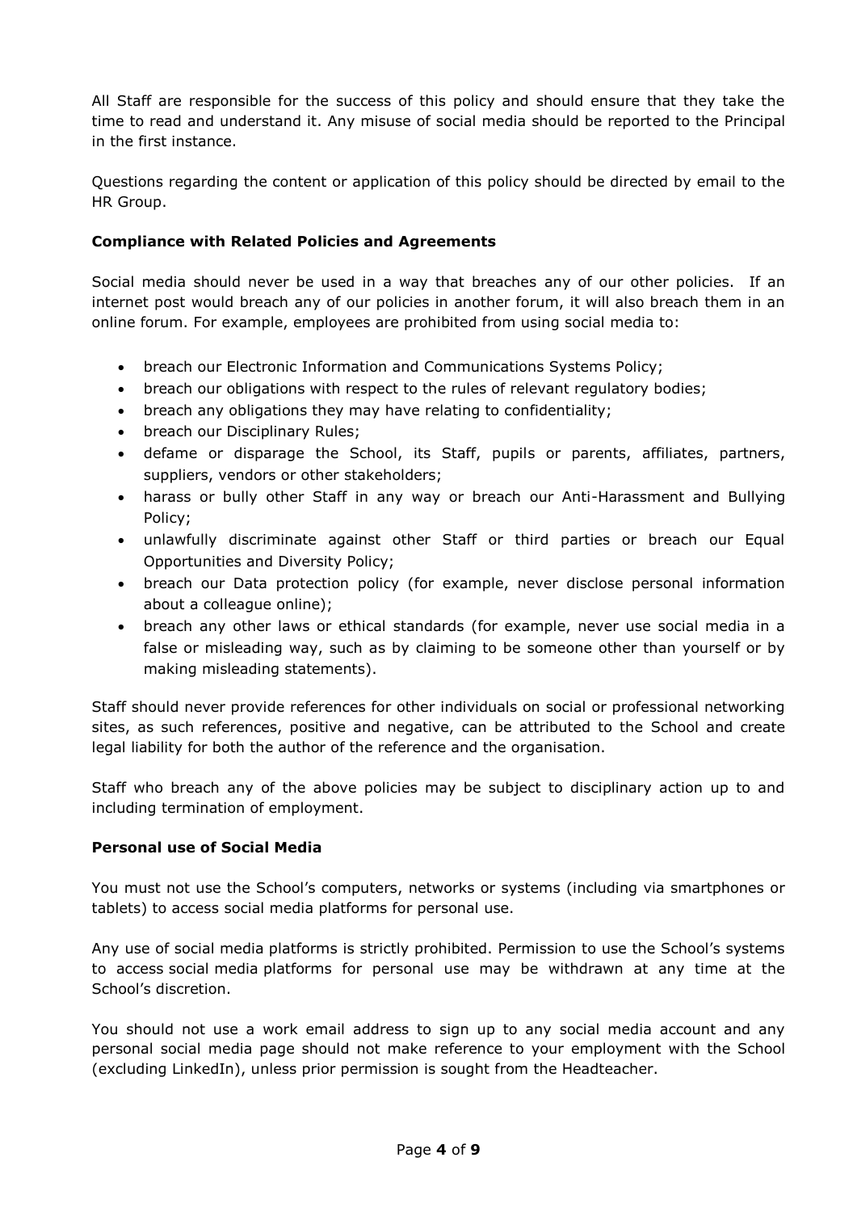All Staff are responsible for the success of this policy and should ensure that they take the time to read and understand it. Any misuse of social media should be reported to the Principal in the first instance.

Questions regarding the content or application of this policy should be directed by email to the HR Group.

**Compliance with Related Policies and Agreements**

Social media should never be used in a way that breaches any of our other policies. If an internet post would breach any of our policies in another forum, it will also breach them in an online forum. For example, employees are prohibited from using social media to:

- breach our Electronic Information and Communications Systems Policy;
- breach our obligations with respect to the rules of relevant regulatory bodies;
- breach any obligations they may have relating to confidentiality;
- breach our Disciplinary Rules;
- defame or disparage the School, its Staff, pupils or parents, affiliates, partners, suppliers, vendors or other stakeholders;
- harass or bully other Staff in any way or breach our Anti-Harassment and Bullying Policy;
- unlawfully discriminate against other Staff or third parties or breach our Equal Opportunities and Diversity Policy;
- breach our Data protection policy (for example, never disclose personal information about a colleague online);
- breach any other laws or ethical standards (for example, never use social media in a false or misleading way, such as by claiming to be someone other than yourself or by making misleading statements).

Staff should never provide references for other individuals on social or professional networking sites, as such references, positive and negative, can be attributed to the School and create legal liability for both the author of the reference and the organisation.

Staff who breach any of the above policies may be subject to disciplinary action up to and including termination of employment.

**Personal use of Social Media**

You must not use the School's computers, networks or systems (including via smartphones or tablets) to access social media platforms for personal use.

Any use of social media platforms is strictly prohibited. Permission to use the School's systems to access social media platforms for personal use may be withdrawn at any time at the School's discretion.

You should not use a work email address to sign up to any social media account and any personal social media page should not make reference to your employment with the School (excluding LinkedIn), unless prior permission is sought from the Headteacher.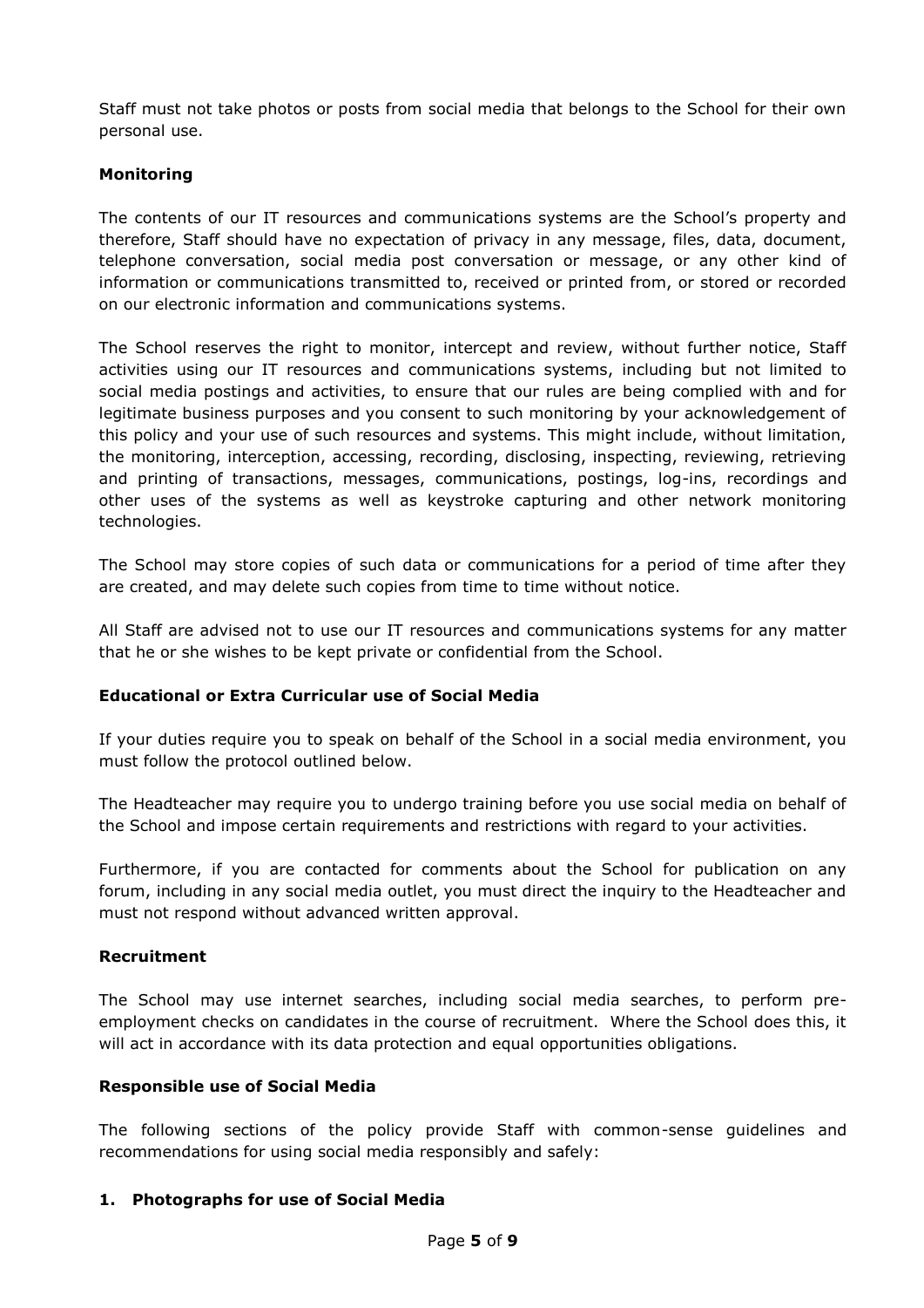Staff must not take photos or posts from social media that belongs to the School for their own personal use.

**Monitoring**

The contents of our IT resources and communications systems are the School's property and therefore, Staff should have no expectation of privacy in any message, files, data, document, telephone conversation, social media post conversation or message, or any other kind of information or communications transmitted to, received or printed from, or stored or recorded on our electronic information and communications systems.

The School reserves the right to monitor, intercept and review, without further notice, Staff activities using our IT resources and communications systems, including but not limited to social media postings and activities, to ensure that our rules are being complied with and for legitimate business purposes and you consent to such monitoring by your acknowledgement of this policy and your use of such resources and systems. This might include, without limitation, the monitoring, interception, accessing, recording, disclosing, inspecting, reviewing, retrieving and printing of transactions, messages, communications, postings, log-ins, recordings and other uses of the systems as well as keystroke capturing and other network monitoring technologies.

The School may store copies of such data or communications for a period of time after they are created, and may delete such copies from time to time without notice.

All Staff are advised not to use our IT resources and communications systems for any matter that he or she wishes to be kept private or confidential from the School.

**Educational or Extra Curricular use of Social Media**

If your duties require you to speak on behalf of the School in a social media environment, you must follow the protocol outlined below.

The Headteacher may require you to undergo training before you use social media on behalf of the School and impose certain requirements and restrictions with regard to your activities.

Furthermore, if you are contacted for comments about the School for publication on any forum, including in any social media outlet, you must direct the inquiry to the Headteacher and must not respond without advanced written approval.

**Recruitment**

The School may use internet searches, including social media searches, to perform pre-employment checks on candidates in the course of recruitment. Where the School does this, it will act in accordance with its data protection and equal opportunities obligations.

**Responsible use of Social Media**

The following sections of the policy provide Staff with common-sense guidelines and recommendations for using social media responsibly and safely:

**1. Photographs for use of Social Media**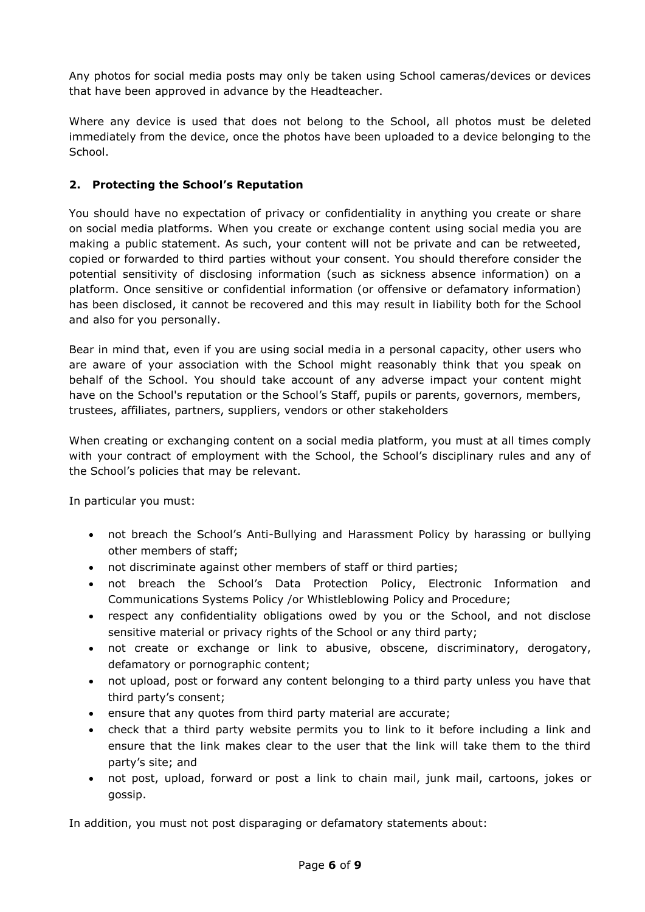Any photos for social media posts may only be taken using School cameras/devices or devices that have been approved in advance by the Headteacher.

Where any device is used that does not belong to the School, all photos must be deleted immediately from the device, once the photos have been uploaded to a device belonging to the School.

## 2. Protecting the School's Reputation

You should have no expectation of privacy or confidentiality in anything you create or share on social media platforms. When you create or exchange content using social media you are making a public statement. As such, your content will not be private and can be retweeted, copied or forwarded to third parties without your consent. You should therefore consider the potential sensitivity of disclosing information (such as sickness absence information) on a platform. Once sensitive or confidential information (or offensive or defamatory information) has been disclosed, it cannot be recovered and this may result in liability both for the School and also for you personally.

Bear in mind that, even if you are using social media in a personal capacity, other users who are aware of your association with the School might reasonably think that you speak on behalf of the School. You should take account of any adverse impact your content might have on the School's reputation or the School's Staff, pupils or parents, governors, members, trustees, affiliates, partners, suppliers, vendors or other stakeholders

When creating or exchanging content on a social media platform, you must at all times comply with your contract of employment with the School, the School's disciplinary rules and any of the School's policies that may be relevant.

In particular you must:

- not breach the School's Anti-Bullying and Harassment Policy by harassing or bullying other members of staff;
- not discriminate against other members of staff or third parties;
- not breach the School's Data Protection Policy, Electronic Information and Communications Systems Policy /or Whistleblowing Policy and Procedure;
- respect any confidentiality obligations owed by you or the School, and not disclose sensitive material or privacy rights of the School or any third party;
- not create or exchange or link to abusive, obscene, discriminatory, derogatory, defamatory or pornographic content;
- not upload, post or forward any content belonging to a third party unless you have that third party's consent;
- ensure that any quotes from third party material are accurate;
- check that a third party website permits you to link to it before including a link and ensure that the link makes clear to the user that the link will take them to the third party's site; and
- not post, upload, forward or post a link to chain mail, junk mail, cartoons, jokes or gossip.

In addition, you must not post disparaging or defamatory statements about: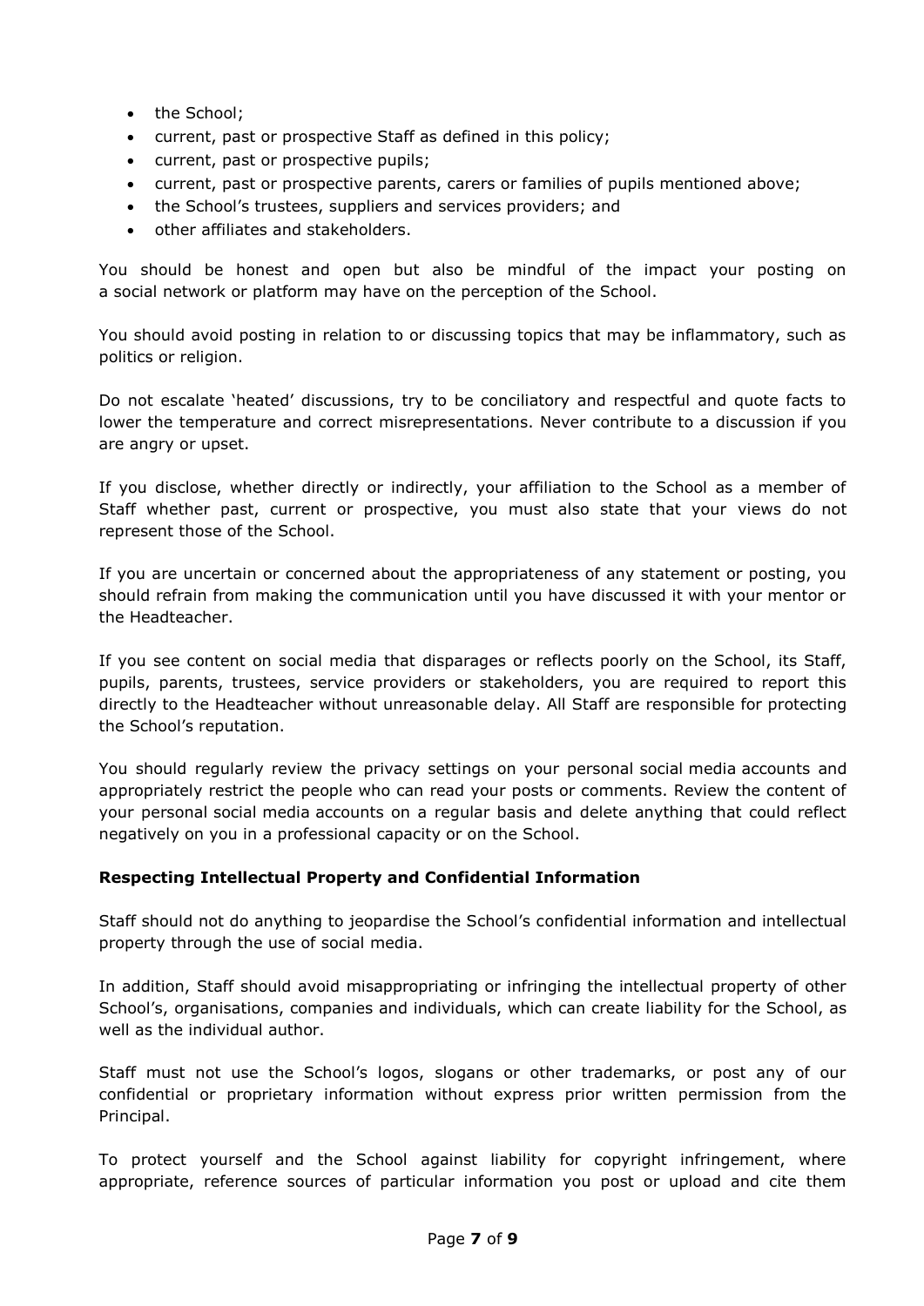- the School;
- current, past or prospective Staff as defined in this policy;
- current, past or prospective pupils;
- current, past or prospective parents, carers or families of pupils mentioned above;
- the School's trustees, suppliers and services providers; and
- other affiliates and stakeholders.

You should be honest and open but also be mindful of the impact your posting on a social network or platform may have on the perception of the School.

You should avoid posting in relation to or discussing topics that may be inflammatory, such as politics or religion.

Do not escalate 'heated' discussions, try to be conciliatory and respectful and quote facts to lower the temperature and correct misrepresentations. Never contribute to a discussion if you are angry or upset.

If you disclose, whether directly or indirectly, your affiliation to the School as a member of Staff whether past, current or prospective, you must also state that your views do not represent those of the School.

If you are uncertain or concerned about the appropriateness of any statement or posting, you should refrain from making the communication until you have discussed it with your mentor or the Headteacher.

If you see content on social media that disparages or reflects poorly on the School, its Staff, pupils, parents, trustees, service providers or stakeholders, you are required to report this directly to the Headteacher without unreasonable delay. All Staff are responsible for protecting the School's reputation.

You should regularly review the privacy settings on your personal social media accounts and appropriately restrict the people who can read your posts or comments. Review the content of your personal social media accounts on a regular basis and delete anything that could reflect negatively on you in a professional capacity or on the School.

**Respecting Intellectual Property and Confidential Information**

Staff should not do anything to jeopardise the School's confidential information and intellectual property through the use of social media.

In addition, Staff should avoid misappropriating or infringing the intellectual property of other School's, organisations, companies and individuals, which can create liability for the School, as well as the individual author.

Staff must not use the School's logos, slogans or other trademarks, or post any of our confidential or proprietary information without express prior written permission from the Principal.

To protect yourself and the School against liability for copyright infringement, where appropriate, reference sources of particular information you post or upload and cite them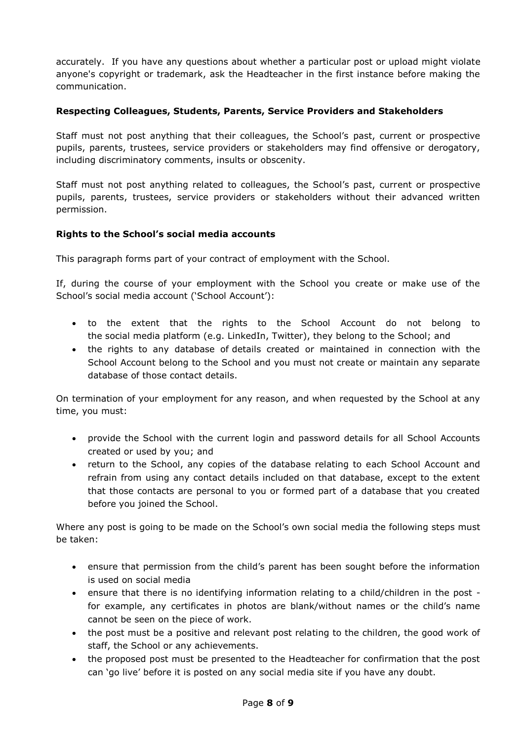accurately. If you have any questions about whether a particular post or upload might violate anyone's copyright or trademark, ask the Headteacher in the first instance before making the communication.

**Respecting Colleagues, Students, Parents, Service Providers and Stakeholders**

Staff must not post anything that their colleagues, the School's past, current or prospective pupils, parents, trustees, service providers or stakeholders may find offensive or derogatory, including discriminatory comments, insults or obscenity.

Staff must not post anything related to colleagues, the School's past, current or prospective pupils, parents, trustees, service providers or stakeholders without their advanced written permission.

**Rights to the School's social media accounts**

This paragraph forms part of your contract of employment with the School.

If, during the course of your employment with the School you create or make use of the School's social media account ('School Account'):

- to the extent that the rights to the School Account do not belong to the social media platform (e.g. LinkedIn, Twitter), they belong to the School; and
- the rights to any database of details created or maintained in connection with the School Account belong to the School and you must not create or maintain any separate database of those contact details.

On termination of your employment for any reason, and when requested by the School at any time, you must:

- provide the School with the current login and password details for all School Accounts created or used by you; and
- return to the School, any copies of the database relating to each School Account and refrain from using any contact details included on that database, except to the extent that those contacts are personal to you or formed part of a database that you created before you joined the School.

Where any post is going to be made on the School's own social media the following steps must be taken:

- ensure that permission from the child's parent has been sought before the information is used on social media
- ensure that there is no identifying information relating to a child/children in the post - for example, any certificates in photos are blank/without names or the child's name cannot be seen on the piece of work.
- the post must be a positive and relevant post relating to the children, the good work of staff, the School or any achievements.
- the proposed post must be presented to the Headteacher for confirmation that the post can 'go live' before it is posted on any social media site if you have any doubt.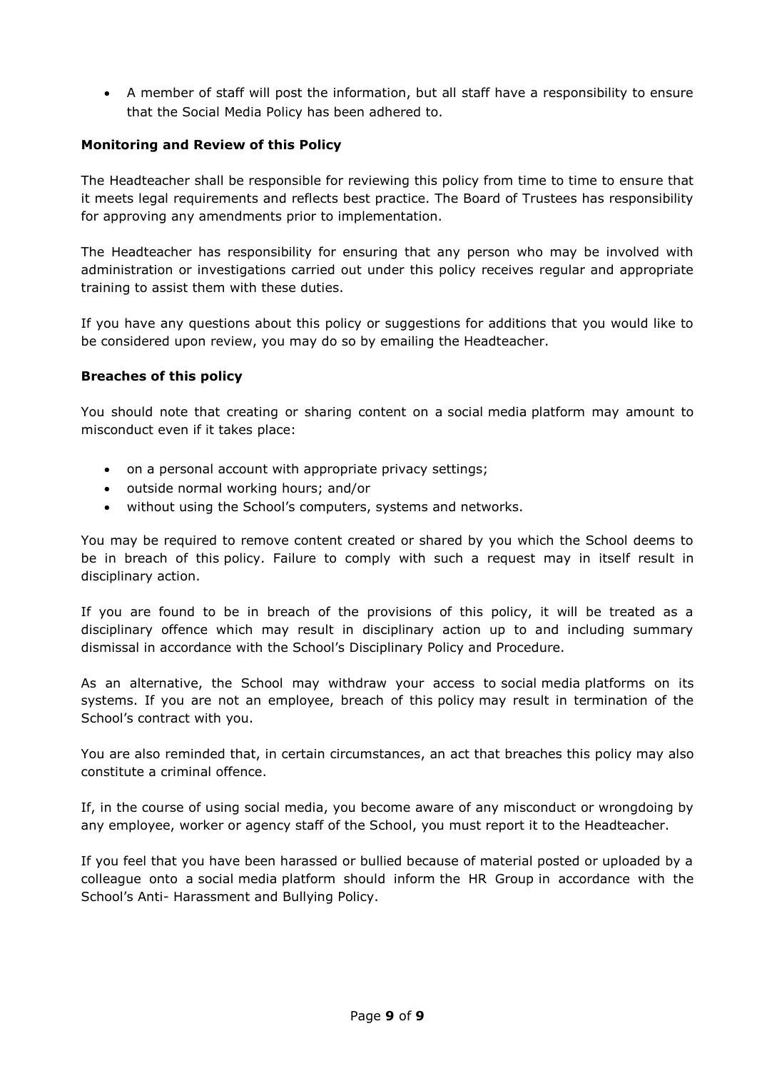- A member of staff will post the information, but all staff have a responsibility to ensure that the Social Media Policy has been adhered to.

**Monitoring and Review of this Policy**

The Headteacher shall be responsible for reviewing this policy from time to time to ensure that it meets legal requirements and reflects best practice. The Board of Trustees has responsibility for approving any amendments prior to implementation.

The Headteacher has responsibility for ensuring that any person who may be involved with administration or investigations carried out under this policy receives regular and appropriate training to assist them with these duties.

If you have any questions about this policy or suggestions for additions that you would like to be considered upon review, you may do so by emailing the Headteacher.

**Breaches of this policy**

You should note that creating or sharing content on a social media platform may amount to misconduct even if it takes place:

- on a personal account with appropriate privacy settings;
- outside normal working hours; and/or
- without using the School's computers, systems and networks.

You may be required to remove content created or shared by you which the School deems to be in breach of this policy. Failure to comply with such a request may in itself result in disciplinary action.

If you are found to be in breach of the provisions of this policy, it will be treated as a disciplinary offence which may result in disciplinary action up to and including summary dismissal in accordance with the School's Disciplinary Policy and Procedure.

As an alternative, the School may withdraw your access to social media platforms on its systems. If you are not an employee, breach of this policy may result in termination of the School's contract with you.

You are also reminded that, in certain circumstances, an act that breaches this policy may also constitute a criminal offence.

If, in the course of using social media, you become aware of any misconduct or wrongdoing by any employee, worker or agency staff of the School, you must report it to the Headteacher.

If you feel that you have been harassed or bullied because of material posted or uploaded by a colleague onto a social media platform should inform the HR Group in accordance with the School's Anti- Harassment and Bullying Policy.